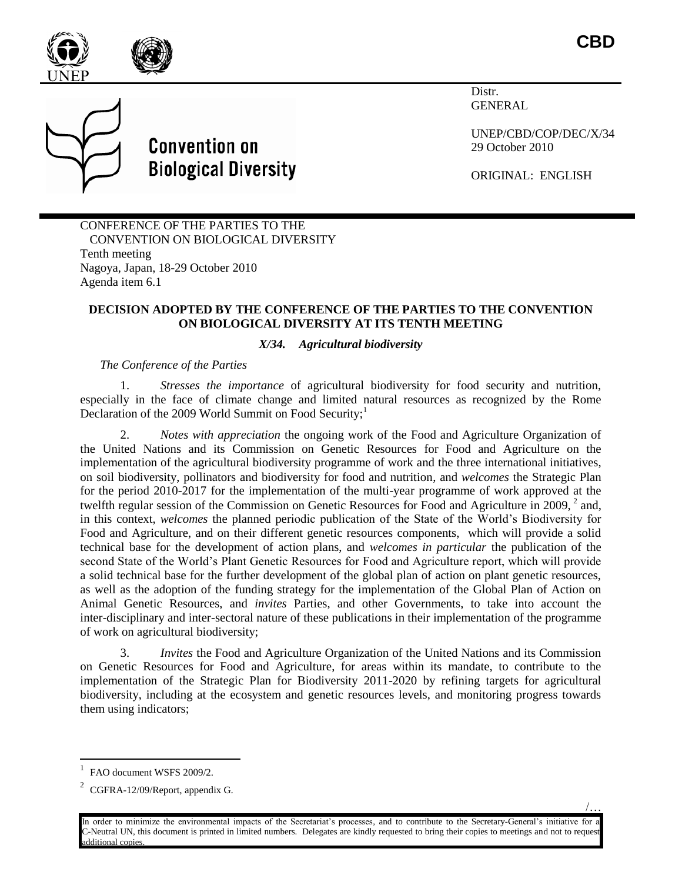CBD

Distr.
GENERAL

UNEP/CBD/COP/DEC/X/34
29 October 2010

ORIGINAL: ENGLISH

**Convention on Biological Diversity**

CONFERENCE OF THE PARTIES TO THE CONVENTION ON BIOLOGICAL DIVERSITY
Tenth meeting
Nagoya, Japan, 18-29 October 2010
Agenda item 6.1

**DECISION ADOPTED BY THE CONFERENCE OF THE PARTIES TO THE CONVENTION ON BIOLOGICAL DIVERSITY AT ITS TENTH MEETING**

***X/34. Agricultural biodiversity***

*The Conference of the Parties*

1. *Stresses the importance* of agricultural biodiversity for food security and nutrition, especially in the face of climate change and limited natural resources as recognized by the Rome Declaration of the 2009 World Summit on Food Security;[1]

2. *Notes with appreciation* the ongoing work of the Food and Agriculture Organization of the United Nations and its Commission on Genetic Resources for Food and Agriculture on the implementation of the agricultural biodiversity programme of work and the three international initiatives, on soil biodiversity, pollinators and biodiversity for food and nutrition, and *welcomes* the Strategic Plan for the period 2010-2017 for the implementation of the multi-year programme of work approved at the twelfth regular session of the Commission on Genetic Resources for Food and Agriculture in 2009, [2] and, in this context, *welcomes* the planned periodic publication of the State of the World's Biodiversity for Food and Agriculture, and on their different genetic resources components, which will provide a solid technical base for the development of action plans, and *welcomes in particular* the publication of the second State of the World's Plant Genetic Resources for Food and Agriculture report, which will provide a solid technical base for the further development of the global plan of action on plant genetic resources, as well as the adoption of the funding strategy for the implementation of the Global Plan of Action on Animal Genetic Resources, and *invites* Parties, and other Governments, to take into account the inter-disciplinary and inter-sectoral nature of these publications in their implementation of the programme of work on agricultural biodiversity;

3. *Invites* the Food and Agriculture Organization of the United Nations and its Commission on Genetic Resources for Food and Agriculture, for areas within its mandate, to contribute to the implementation of the Strategic Plan for Biodiversity 2011-2020 by refining targets for agricultural biodiversity, including at the ecosystem and genetic resources levels, and monitoring progress towards them using indicators;

---

[1] FAO document WSFS 2009/2.

[2] CGFRA-12/09/Report, appendix G.

In order to minimize the environmental impacts of the Secretariat's processes, and to contribute to the Secretary-General's initiative for a C-Neutral UN, this document is printed in limited numbers. Delegates are kindly requested to bring their copies to meetings and not to request additional copies.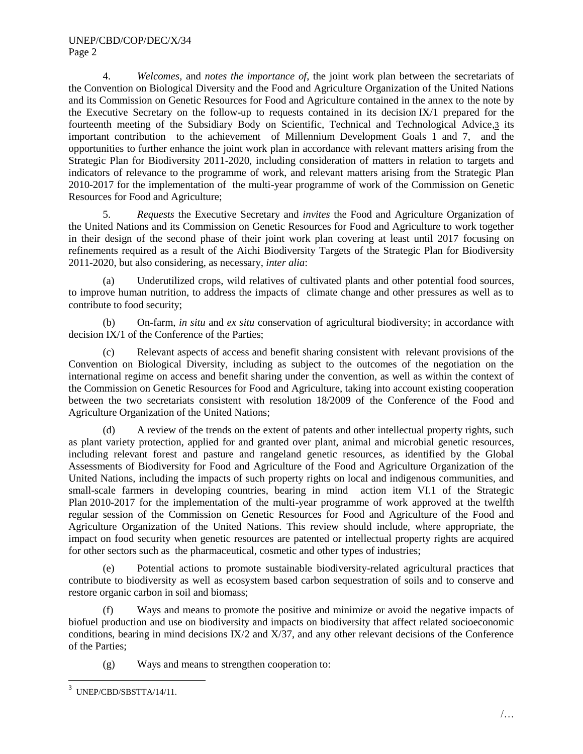4. *Welcomes,* and *notes the importance of,* the joint work plan between the secretariats of the Convention on Biological Diversity and the Food and Agriculture Organization of the United Nations and its Commission on Genetic Resources for Food and Agriculture contained in the annex to the note by the Executive Secretary on the follow-up to requests contained in its decision IX/1 prepared for the fourteenth meeting of the Subsidiary Body on Scientific, Technical and Technological Advice,[3] its important contribution to the achievement of Millennium Development Goals 1 and 7, and the opportunities to further enhance the joint work plan in accordance with relevant matters arising from the Strategic Plan for Biodiversity 2011-2020, including consideration of matters in relation to targets and indicators of relevance to the programme of work, and relevant matters arising from the Strategic Plan 2010-2017 for the implementation of the multi-year programme of work of the Commission on Genetic Resources for Food and Agriculture;

5. *Requests* the Executive Secretary and *invites* the Food and Agriculture Organization of the United Nations and its Commission on Genetic Resources for Food and Agriculture to work together in their design of the second phase of their joint work plan covering at least until 2017 focusing on refinements required as a result of the Aichi Biodiversity Targets of the Strategic Plan for Biodiversity 2011-2020, but also considering, as necessary, *inter alia*:

(a) Underutilized crops, wild relatives of cultivated plants and other potential food sources, to improve human nutrition, to address the impacts of climate change and other pressures as well as to contribute to food security;

(b) On-farm, *in situ* and *ex situ* conservation of agricultural biodiversity; in accordance with decision IX/1 of the Conference of the Parties;

(c) Relevant aspects of access and benefit sharing consistent with relevant provisions of the Convention on Biological Diversity, including as subject to the outcomes of the negotiation on the international regime on access and benefit sharing under the convention, as well as within the context of the Commission on Genetic Resources for Food and Agriculture, taking into account existing cooperation between the two secretariats consistent with resolution 18/2009 of the Conference of the Food and Agriculture Organization of the United Nations;

(d) A review of the trends on the extent of patents and other intellectual property rights, such as plant variety protection, applied for and granted over plant, animal and microbial genetic resources, including relevant forest and pasture and rangeland genetic resources, as identified by the Global Assessments of Biodiversity for Food and Agriculture of the Food and Agriculture Organization of the United Nations, including the impacts of such property rights on local and indigenous communities, and small-scale farmers in developing countries, bearing in mind action item VI.1 of the Strategic Plan 2010-2017 for the implementation of the multi-year programme of work approved at the twelfth regular session of the Commission on Genetic Resources for Food and Agriculture of the Food and Agriculture Organization of the United Nations. This review should include, where appropriate, the impact on food security when genetic resources are patented or intellectual property rights are acquired for other sectors such as the pharmaceutical, cosmetic and other types of industries;

(e) Potential actions to promote sustainable biodiversity-related agricultural practices that contribute to biodiversity as well as ecosystem based carbon sequestration of soils and to conserve and restore organic carbon in soil and biomass;

(f) Ways and means to promote the positive and minimize or avoid the negative impacts of biofuel production and use on biodiversity and impacts on biodiversity that affect related socioeconomic conditions, bearing in mind decisions IX/2 and X/37, and any other relevant decisions of the Conference of the Parties;

(g) Ways and means to strengthen cooperation to:

[3] UNEP/CBD/SBSTTA/14/11.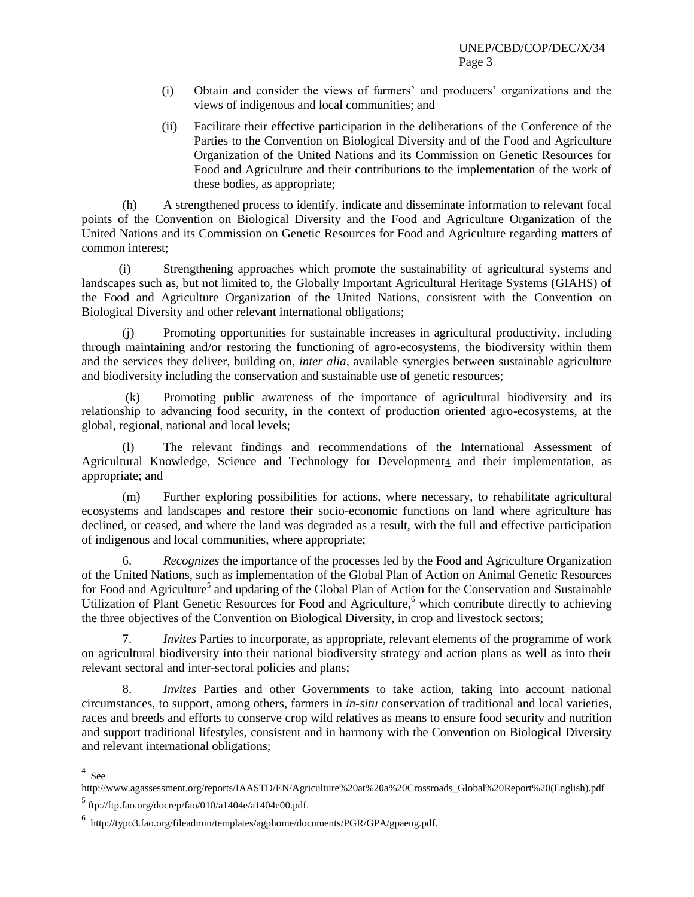(i) Obtain and consider the views of farmers' and producers' organizations and the views of indigenous and local communities; and

(ii) Facilitate their effective participation in the deliberations of the Conference of the Parties to the Convention on Biological Diversity and of the Food and Agriculture Organization of the United Nations and its Commission on Genetic Resources for Food and Agriculture and their contributions to the implementation of the work of these bodies, as appropriate;

(h) A strengthened process to identify, indicate and disseminate information to relevant focal points of the Convention on Biological Diversity and the Food and Agriculture Organization of the United Nations and its Commission on Genetic Resources for Food and Agriculture regarding matters of common interest;

(i) Strengthening approaches which promote the sustainability of agricultural systems and landscapes such as, but not limited to, the Globally Important Agricultural Heritage Systems (GIAHS) of the Food and Agriculture Organization of the United Nations, consistent with the Convention on Biological Diversity and other relevant international obligations;

(j) Promoting opportunities for sustainable increases in agricultural productivity, including through maintaining and/or restoring the functioning of agro-ecosystems, the biodiversity within them and the services they deliver, building on, *inter alia*, available synergies between sustainable agriculture and biodiversity including the conservation and sustainable use of genetic resources;

(k) Promoting public awareness of the importance of agricultural biodiversity and its relationship to advancing food security, in the context of production oriented agro-ecosystems, at the global, regional, national and local levels;

(l) The relevant findings and recommendations of the International Assessment of Agricultural Knowledge, Science and Technology for Development[4] and their implementation, as appropriate; and

(m) Further exploring possibilities for actions, where necessary, to rehabilitate agricultural ecosystems and landscapes and restore their socio-economic functions on land where agriculture has declined, or ceased, and where the land was degraded as a result, with the full and effective participation of indigenous and local communities, where appropriate;

6. *Recognizes* the importance of the processes led by the Food and Agriculture Organization of the United Nations, such as implementation of the Global Plan of Action on Animal Genetic Resources for Food and Agriculture[5] and updating of the Global Plan of Action for the Conservation and Sustainable Utilization of Plant Genetic Resources for Food and Agriculture,[6] which contribute directly to achieving the three objectives of the Convention on Biological Diversity, in crop and livestock sectors;

7. *Invites* Parties to incorporate, as appropriate, relevant elements of the programme of work on agricultural biodiversity into their national biodiversity strategy and action plans as well as into their relevant sectoral and inter-sectoral policies and plans;

8. *Invites* Parties and other Governments to take action, taking into account national circumstances, to support, among others, farmers in *in-situ* conservation of traditional and local varieties, races and breeds and efforts to conserve crop wild relatives as means to ensure food security and nutrition and support traditional lifestyles, consistent and in harmony with the Convention on Biological Diversity and relevant international obligations;

---

[4] See http://www.agassessment.org/reports/IAASTD/EN/Agriculture%20at%20a%20Crossroads_Global%20Report%20(English).pdf

[5] ftp://ftp.fao.org/docrep/fao/010/a1404e/a1404e00.pdf.

[6] http://typo3.fao.org/fileadmin/templates/agphome/documents/PGR/GPA/gpaeng.pdf.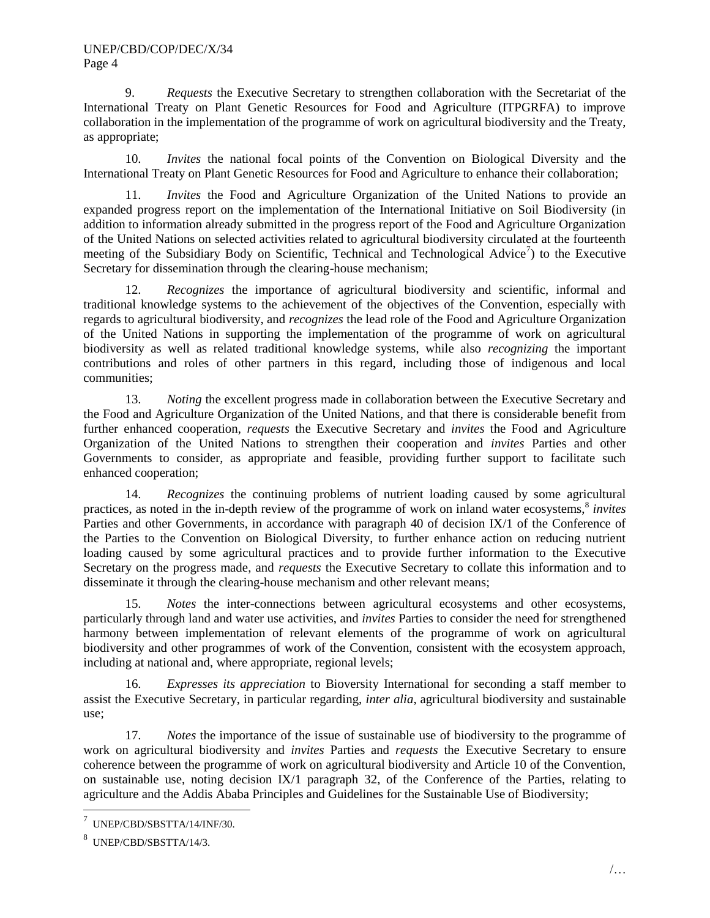9. *Requests* the Executive Secretary to strengthen collaboration with the Secretariat of the International Treaty on Plant Genetic Resources for Food and Agriculture (ITPGRFA) to improve collaboration in the implementation of the programme of work on agricultural biodiversity and the Treaty, as appropriate;

10. *Invites* the national focal points of the Convention on Biological Diversity and the International Treaty on Plant Genetic Resources for Food and Agriculture to enhance their collaboration;

11. *Invites* the Food and Agriculture Organization of the United Nations to provide an expanded progress report on the implementation of the International Initiative on Soil Biodiversity (in addition to information already submitted in the progress report of the Food and Agriculture Organization of the United Nations on selected activities related to agricultural biodiversity circulated at the fourteenth meeting of the Subsidiary Body on Scientific, Technical and Technological Advice[7]) to the Executive Secretary for dissemination through the clearing-house mechanism;

12. *Recognizes* the importance of agricultural biodiversity and scientific, informal and traditional knowledge systems to the achievement of the objectives of the Convention, especially with regards to agricultural biodiversity, and *recognizes* the lead role of the Food and Agriculture Organization of the United Nations in supporting the implementation of the programme of work on agricultural biodiversity as well as related traditional knowledge systems, while also *recognizing* the important contributions and roles of other partners in this regard, including those of indigenous and local communities;

13. *Noting* the excellent progress made in collaboration between the Executive Secretary and the Food and Agriculture Organization of the United Nations, and that there is considerable benefit from further enhanced cooperation, *requests* the Executive Secretary and *invites* the Food and Agriculture Organization of the United Nations to strengthen their cooperation and *invites* Parties and other Governments to consider, as appropriate and feasible, providing further support to facilitate such enhanced cooperation;

14. *Recognizes* the continuing problems of nutrient loading caused by some agricultural practices, as noted in the in-depth review of the programme of work on inland water ecosystems,[8] *invites* Parties and other Governments, in accordance with paragraph 40 of decision IX/1 of the Conference of the Parties to the Convention on Biological Diversity, to further enhance action on reducing nutrient loading caused by some agricultural practices and to provide further information to the Executive Secretary on the progress made, and *requests* the Executive Secretary to collate this information and to disseminate it through the clearing-house mechanism and other relevant means;

15. *Notes* the inter-connections between agricultural ecosystems and other ecosystems, particularly through land and water use activities, and *invites* Parties to consider the need for strengthened harmony between implementation of relevant elements of the programme of work on agricultural biodiversity and other programmes of work of the Convention, consistent with the ecosystem approach, including at national and, where appropriate, regional levels;

16. *Expresses its appreciation* to Bioversity International for seconding a staff member to assist the Executive Secretary, in particular regarding, *inter alia*, agricultural biodiversity and sustainable use;

17. *Notes* the importance of the issue of sustainable use of biodiversity to the programme of work on agricultural biodiversity and *invites* Parties and *requests* the Executive Secretary to ensure coherence between the programme of work on agricultural biodiversity and Article 10 of the Convention, on sustainable use, noting decision IX/1 paragraph 32, of the Conference of the Parties, relating to agriculture and the Addis Ababa Principles and Guidelines for the Sustainable Use of Biodiversity;

---

[7] UNEP/CBD/SBSTTA/14/INF/30.

[8] UNEP/CBD/SBSTTA/14/3.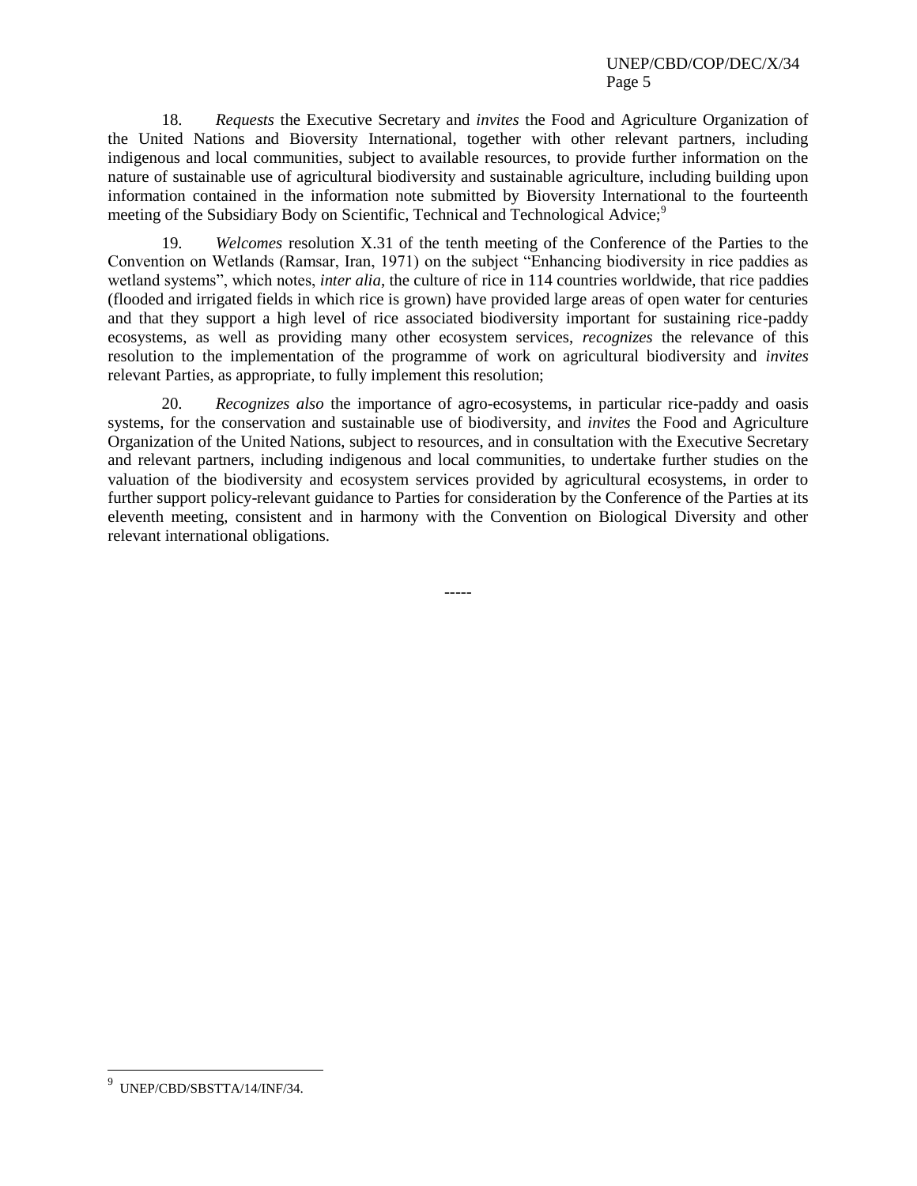18. *Requests* the Executive Secretary and *invites* the Food and Agriculture Organization of the United Nations and Bioversity International, together with other relevant partners, including indigenous and local communities, subject to available resources, to provide further information on the nature of sustainable use of agricultural biodiversity and sustainable agriculture, including building upon information contained in the information note submitted by Bioversity International to the fourteenth meeting of the Subsidiary Body on Scientific, Technical and Technological Advice;[9]

19. *Welcomes* resolution X.31 of the tenth meeting of the Conference of the Parties to the Convention on Wetlands (Ramsar, Iran, 1971) on the subject "Enhancing biodiversity in rice paddies as wetland systems", which notes, *inter alia*, the culture of rice in 114 countries worldwide, that rice paddies (flooded and irrigated fields in which rice is grown) have provided large areas of open water for centuries and that they support a high level of rice associated biodiversity important for sustaining rice-paddy ecosystems, as well as providing many other ecosystem services, *recognizes* the relevance of this resolution to the implementation of the programme of work on agricultural biodiversity and *invites* relevant Parties, as appropriate, to fully implement this resolution;

20. *Recognizes also* the importance of agro-ecosystems, in particular rice-paddy and oasis systems, for the conservation and sustainable use of biodiversity, and *invites* the Food and Agriculture Organization of the United Nations, subject to resources, and in consultation with the Executive Secretary and relevant partners, including indigenous and local communities, to undertake further studies on the valuation of the biodiversity and ecosystem services provided by agricultural ecosystems, in order to further support policy-relevant guidance to Parties for consideration by the Conference of the Parties at its eleventh meeting, consistent and in harmony with the Convention on Biological Diversity and other relevant international obligations.

-----

[9] UNEP/CBD/SBSTTA/14/INF/34.